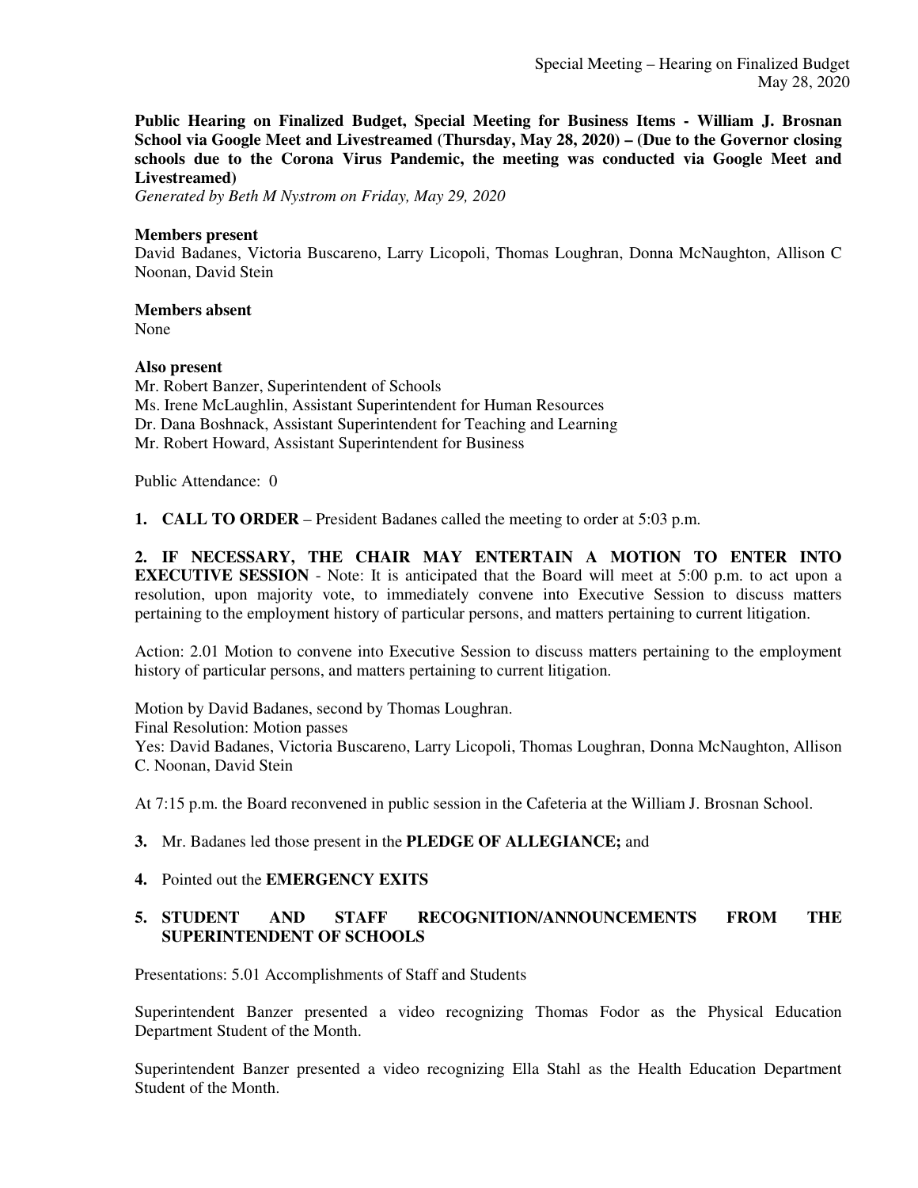**Public Hearing on Finalized Budget, Special Meeting for Business Items - William J. Brosnan School via Google Meet and Livestreamed (Thursday, May 28, 2020) – (Due to the Governor closing schools due to the Corona Virus Pandemic, the meeting was conducted via Google Meet and Livestreamed)**

*Generated by Beth M Nystrom on Friday, May 29, 2020*

**Members present**

David Badanes, Victoria Buscareno, Larry Licopoli, Thomas Loughran, Donna McNaughton, Allison C Noonan, David Stein

**Members absent**

None

**Also present**

Mr. Robert Banzer, Superintendent of Schools
Ms. Irene McLaughlin, Assistant Superintendent for Human Resources
Dr. Dana Boshnack, Assistant Superintendent for Teaching and Learning
Mr. Robert Howard, Assistant Superintendent for Business

Public Attendance: 0

**1. CALL TO ORDER** – President Badanes called the meeting to order at 5:03 p.m.

**2. IF NECESSARY, THE CHAIR MAY ENTERTAIN A MOTION TO ENTER INTO EXECUTIVE SESSION** - Note: It is anticipated that the Board will meet at 5:00 p.m. to act upon a resolution, upon majority vote, to immediately convene into Executive Session to discuss matters pertaining to the employment history of particular persons, and matters pertaining to current litigation.

Action: 2.01 Motion to convene into Executive Session to discuss matters pertaining to the employment history of particular persons, and matters pertaining to current litigation.

Motion by David Badanes, second by Thomas Loughran.
Final Resolution: Motion passes
Yes: David Badanes, Victoria Buscareno, Larry Licopoli, Thomas Loughran, Donna McNaughton, Allison C. Noonan, David Stein

At 7:15 p.m. the Board reconvened in public session in the Cafeteria at the William J. Brosnan School.

**3.** Mr. Badanes led those present in the **PLEDGE OF ALLEGIANCE;** and

**4.** Pointed out the **EMERGENCY EXITS**

**5. STUDENT AND STAFF RECOGNITION/ANNOUNCEMENTS FROM THE SUPERINTENDENT OF SCHOOLS**

Presentations: 5.01 Accomplishments of Staff and Students

Superintendent Banzer presented a video recognizing Thomas Fodor as the Physical Education Department Student of the Month.

Superintendent Banzer presented a video recognizing Ella Stahl as the Health Education Department Student of the Month.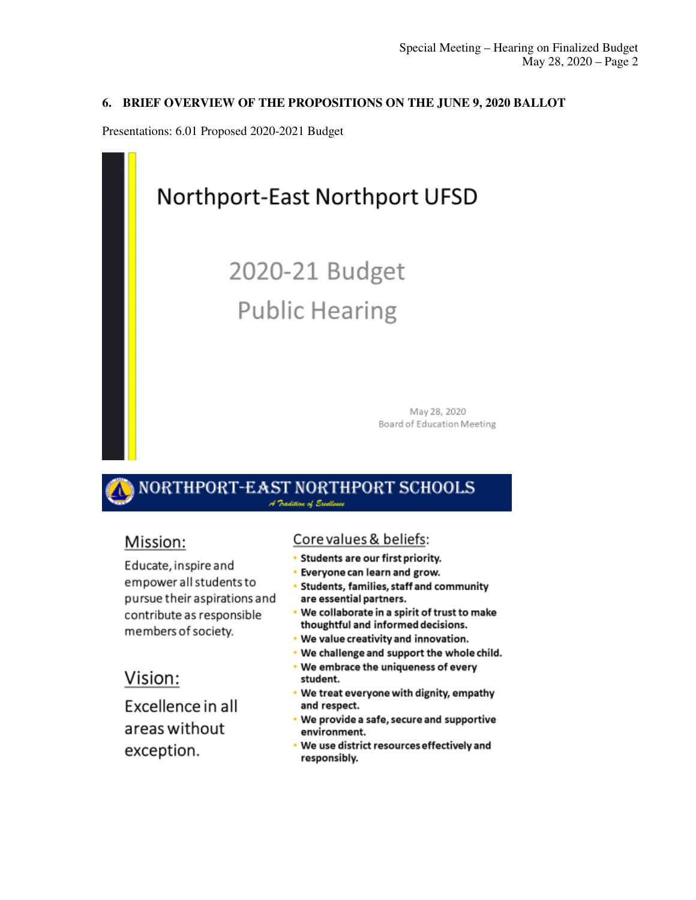## 6. BRIEF OVERVIEW OF THE PROPOSITIONS ON THE JUNE 9, 2020 BALLOT

Presentations: 6.01 Proposed 2020-2021 Budget

# Northport-East Northport UFSD

## 2020-21 Budget
## Public Hearing

May 28, 2020
Board of Education Meeting

**NORTHPORT-EAST NORTHPORT SCHOOLS**
*A Tradition of Excellence*

### Mission:

Educate, inspire and empower all students to pursue their aspirations and contribute as responsible members of society.

### Vision:

Excellence in all areas without exception.

### Core values & beliefs:

- **Students are our first priority.**
- **Everyone can learn and grow.**
- **Students, families, staff and community are essential partners.**
- **We collaborate in a spirit of trust to make thoughtful and informed decisions.**
- **We value creativity and innovation.**
- **We challenge and support the whole child.**
- **We embrace the uniqueness of every student.**
- **We treat everyone with dignity, empathy and respect.**
- **We provide a safe, secure and supportive environment.**
- **We use district resources effectively and responsibly.**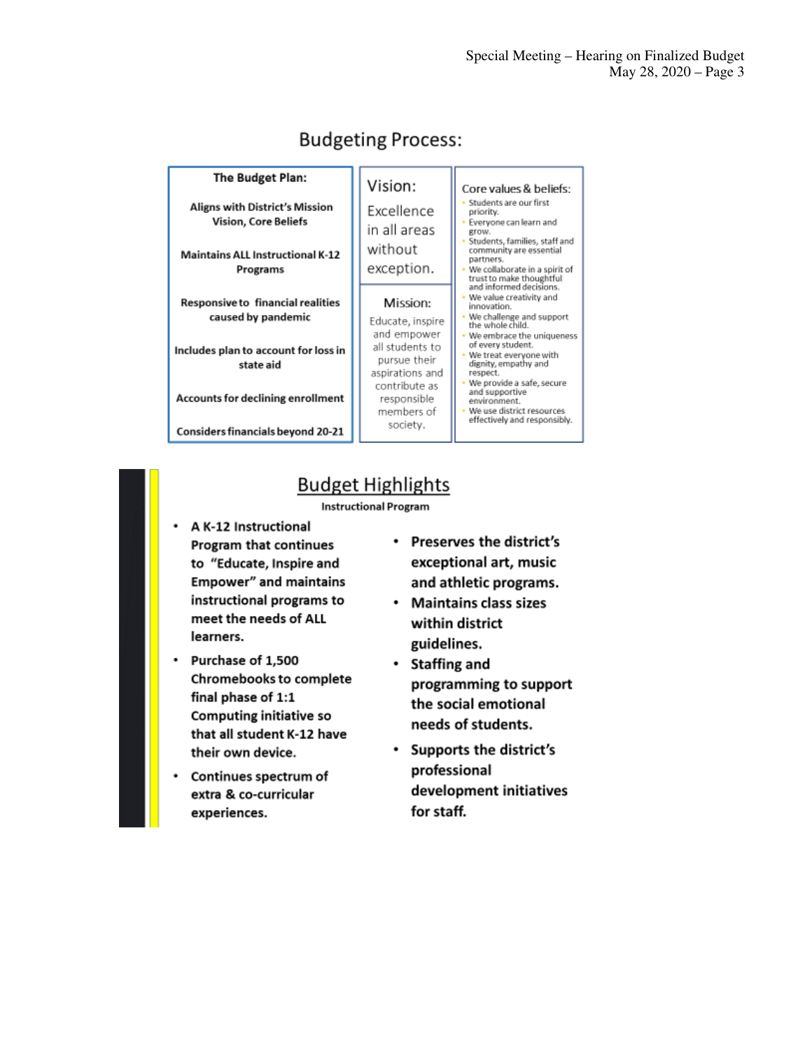## Budgeting Process:

**The Budget Plan:**

**Aligns with District's Mission Vision, Core Beliefs**

**Maintains ALL Instructional K-12 Programs**

**Responsive to financial realities caused by pandemic**

**Includes plan to account for loss in state aid**

**Accounts for declining enrollment**

**Considers financials beyond 20-21**

Vision:

Excellence in all areas without exception.

Mission:

Educate, inspire and empower all students to pursue their aspirations and contribute as responsible members of society.

Core values & beliefs:

- Students are our first priority.
- Everyone can learn and grow.
- Students, families, staff and community are essential partners.
- We collaborate in a spirit of trust to make thoughtful and informed decisions.
- We value creativity and innovation.
- We challenge and support the whole child.
- We embrace the uniqueness of every student.
- We treat everyone with dignity, empathy and respect.
- We provide a safe, secure and supportive environment.
- We use district resources effectively and responsibly.

## Budget Highlights

**Instructional Program**

- **A K-12 Instructional Program that continues to "Educate, Inspire and Empower" and maintains instructional programs to meet the needs of ALL learners.**
- **Purchase of 1,500 Chromebooks to complete final phase of 1:1 Computing initiative so that all student K-12 have their own device.**
- **Continues spectrum of extra & co-curricular experiences.**
- **Preserves the district's exceptional art, music and athletic programs.**
- **Maintains class sizes within district guidelines.**
- **Staffing and programming to support the social emotional needs of students.**
- **Supports the district's professional development initiatives for staff.**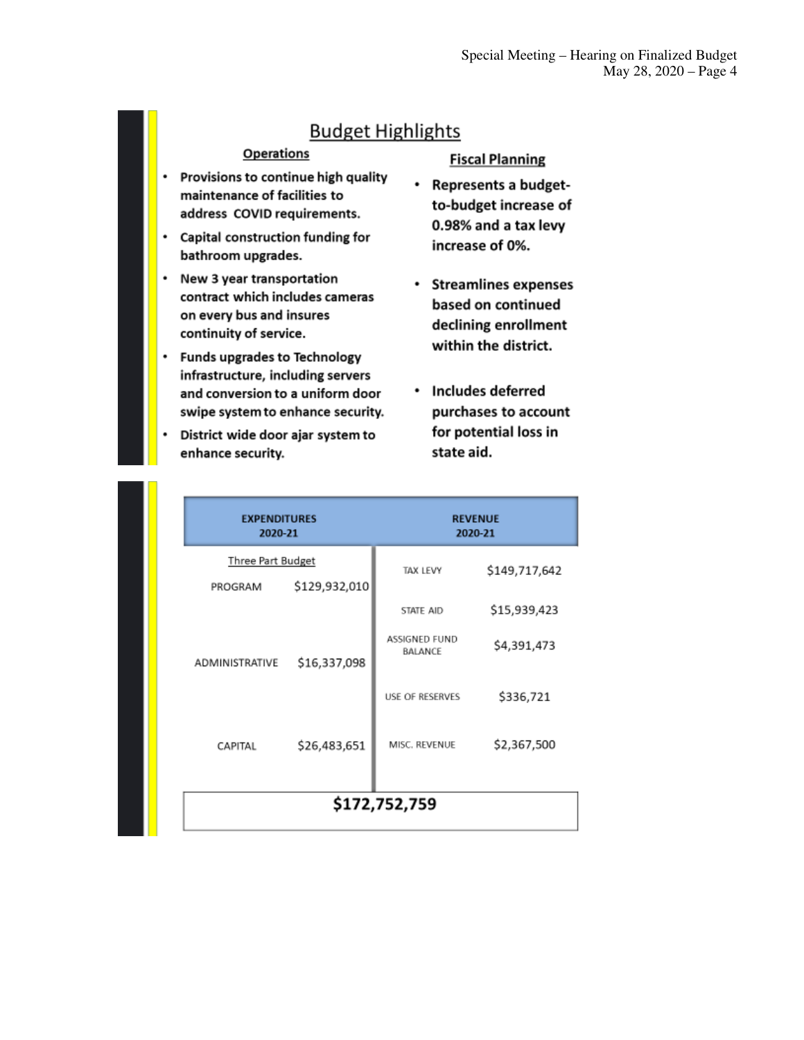## Budget Highlights

### Operations

- Provisions to continue high quality maintenance of facilities to address COVID requirements.
- Capital construction funding for bathroom upgrades.
- New 3 year transportation contract which includes cameras on every bus and insures continuity of service.
- Funds upgrades to Technology infrastructure, including servers and conversion to a uniform door swipe system to enhance security.
- District wide door ajar system to enhance security.

### Fiscal Planning

- Represents a budget-to-budget increase of 0.98% and a tax levy increase of 0%.
- Streamlines expenses based on continued declining enrollment within the district.
- Includes deferred purchases to account for potential loss in state aid.

| EXPENDITURES 2020-21 | | REVENUE 2020-21 | |
|---|---|---|---|
| Three Part Budget | | TAX LEVY | $149,717,642 |
| PROGRAM | $129,932,010 | STATE AID | $15,939,423 |
| | | ASSIGNED FUND BALANCE | $4,391,473 |
| ADMINISTRATIVE | $16,337,098 | USE OF RESERVES | $336,721 |
| CAPITAL | $26,483,651 | MISC. REVENUE | $2,367,500 |
| $172,752,759 | | | |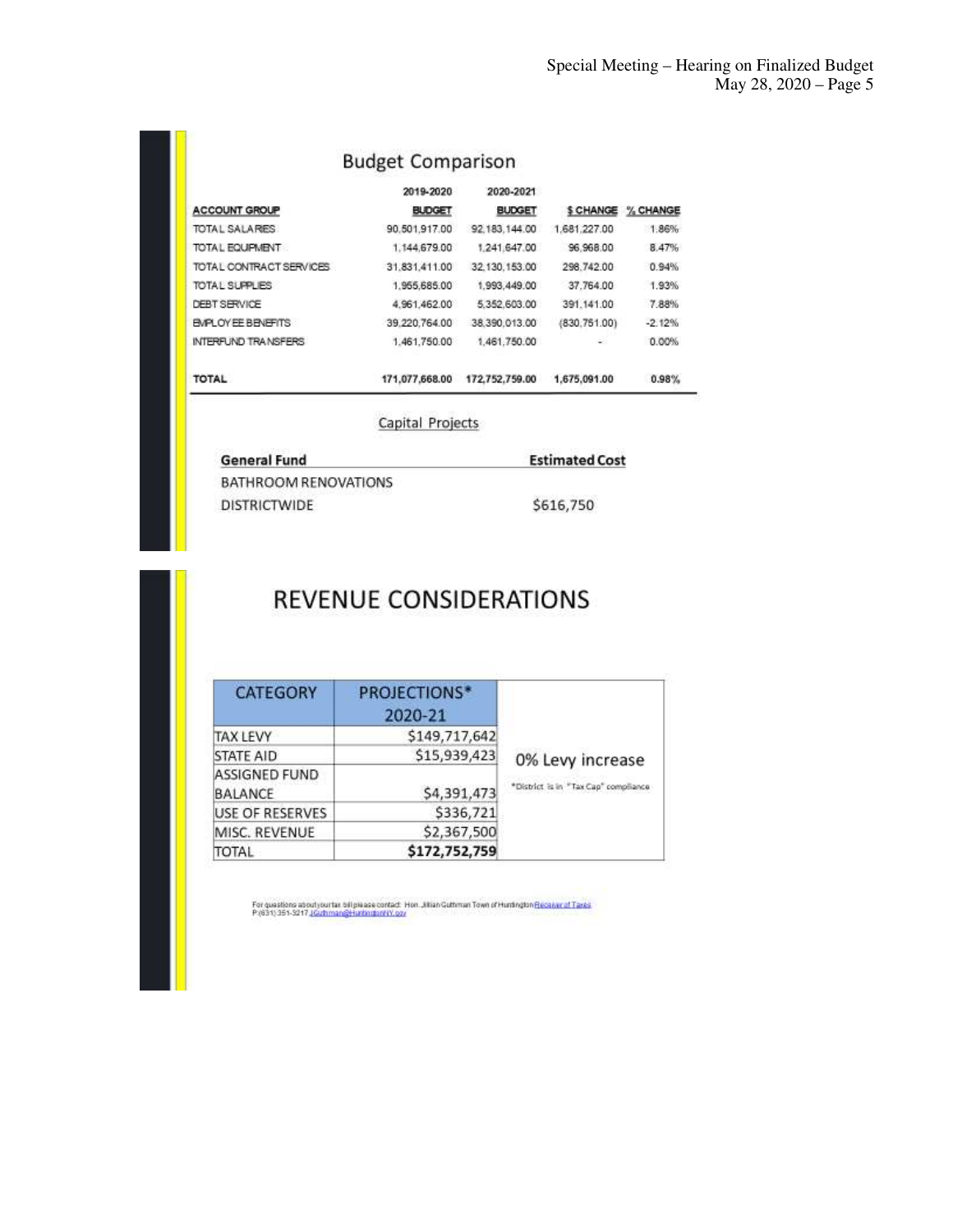## Budget Comparison

| ACCOUNT GROUP | 2019-2020 BUDGET | 2020-2021 BUDGET | $ CHANGE | % CHANGE |
|---|---|---|---|---|
| TOTAL SALARIES | 90,501,917.00 | 92,183,144.00 | 1,681,227.00 | 1.86% |
| TOTAL EQUIPMENT | 1,144,679.00 | 1,241,647.00 | 96,968.00 | 8.47% |
| TOTAL CONTRACT SERVICES | 31,831,411.00 | 32,130,153.00 | 298,742.00 | 0.94% |
| TOTAL SUPPLIES | 1,955,685.00 | 1,993,449.00 | 37,764.00 | 1.93% |
| DEBT SERVICE | 4,961,462.00 | 5,352,603.00 | 391,141.00 | 7.88% |
| EMPLOYEE BENEFITS | 39,220,764.00 | 38,390,013.00 | (830,751.00) | -2.12% |
| INTERFUND TRANSFERS | 1,461,750.00 | 1,461,750.00 | - | 0.00% |
| **TOTAL** | **171,077,668.00** | **172,752,759.00** | **1,675,091.00** | **0.98%** |

### Capital Projects

| General Fund | Estimated Cost |
|---|---|
| BATHROOM RENOVATIONS DISTRICTWIDE | $616,750 |

## REVENUE CONSIDERATIONS

| CATEGORY | PROJECTIONS* 2020-21 |
|---|---|
| TAX LEVY | $149,717,642 |
| STATE AID | $15,939,423 |
| ASSIGNED FUND BALANCE | $4,391,473 |
| USE OF RESERVES | $336,721 |
| MISC. REVENUE | $2,367,500 |
| TOTAL | **$172,752,759** |

0% Levy increase

*District is in "Tax Cap" compliance

For questions about your tax bill please contact: Hon. Jillian Guthman Town of Huntington Receiver of Taxes P(631) 351-3217 JGuthman@HuntingtonNY.gov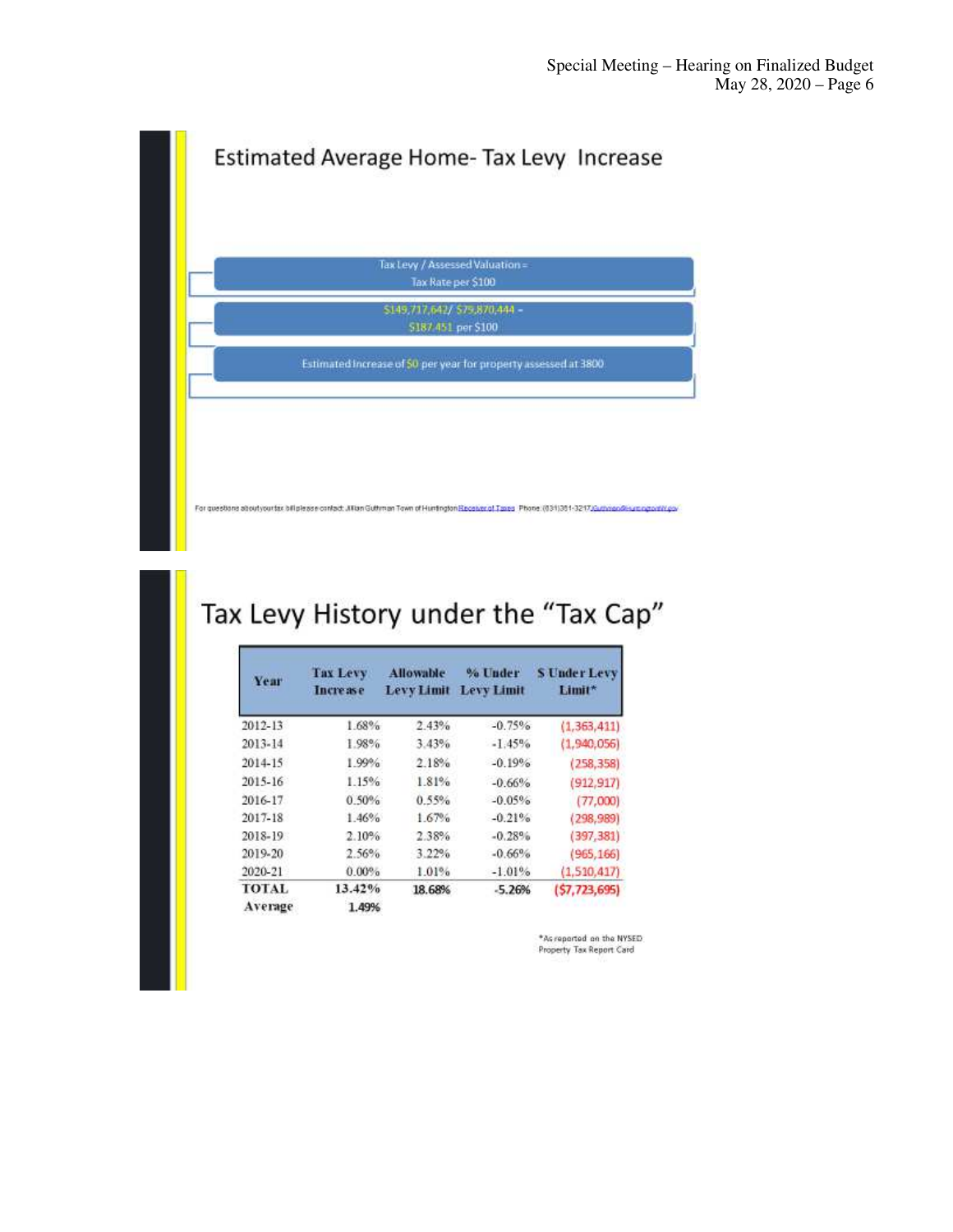## Estimated Average Home- Tax Levy Increase

Tax Levy / Assessed Valuation = Tax Rate per $100

$149,717,642/ $79,870,444 = $187.451 per $100

Estimated Increase of $0 per year for property assessed at 3800

For questions about your tax bill please contact: Jillian Guthman Town of Huntington Receiver of Taxes Phone: (631)351-3217 JGuthman@huntingtonny.gov

## Tax Levy History under the "Tax Cap"

| Year | Tax Levy Increase | Allowable Levy Limit | % Under Levy Limit | $ Under Levy Limit* |
|---|---|---|---|---|
| 2012-13 | 1.68% | 2.43% | -0.75% | (1,363,411) |
| 2013-14 | 1.98% | 3.43% | -1.45% | (1,940,056) |
| 2014-15 | 1.99% | 2.18% | -0.19% | (258,358) |
| 2015-16 | 1.15% | 1.81% | -0.66% | (912,917) |
| 2016-17 | 0.50% | 0.55% | -0.05% | (77,000) |
| 2017-18 | 1.46% | 1.67% | -0.21% | (298,989) |
| 2018-19 | 2.10% | 2.38% | -0.28% | (397,381) |
| 2019-20 | 2.56% | 3.22% | -0.66% | (965,166) |
| 2020-21 | 0.00% | 1.01% | -1.01% | (1,510,417) |
| **TOTAL** | **13.42%** | **18.68%** | **-5.26%** | **($7,723,695)** |
| **Average** | **1.49%** | | | |

*As reported on the NYSED Property Tax Report Card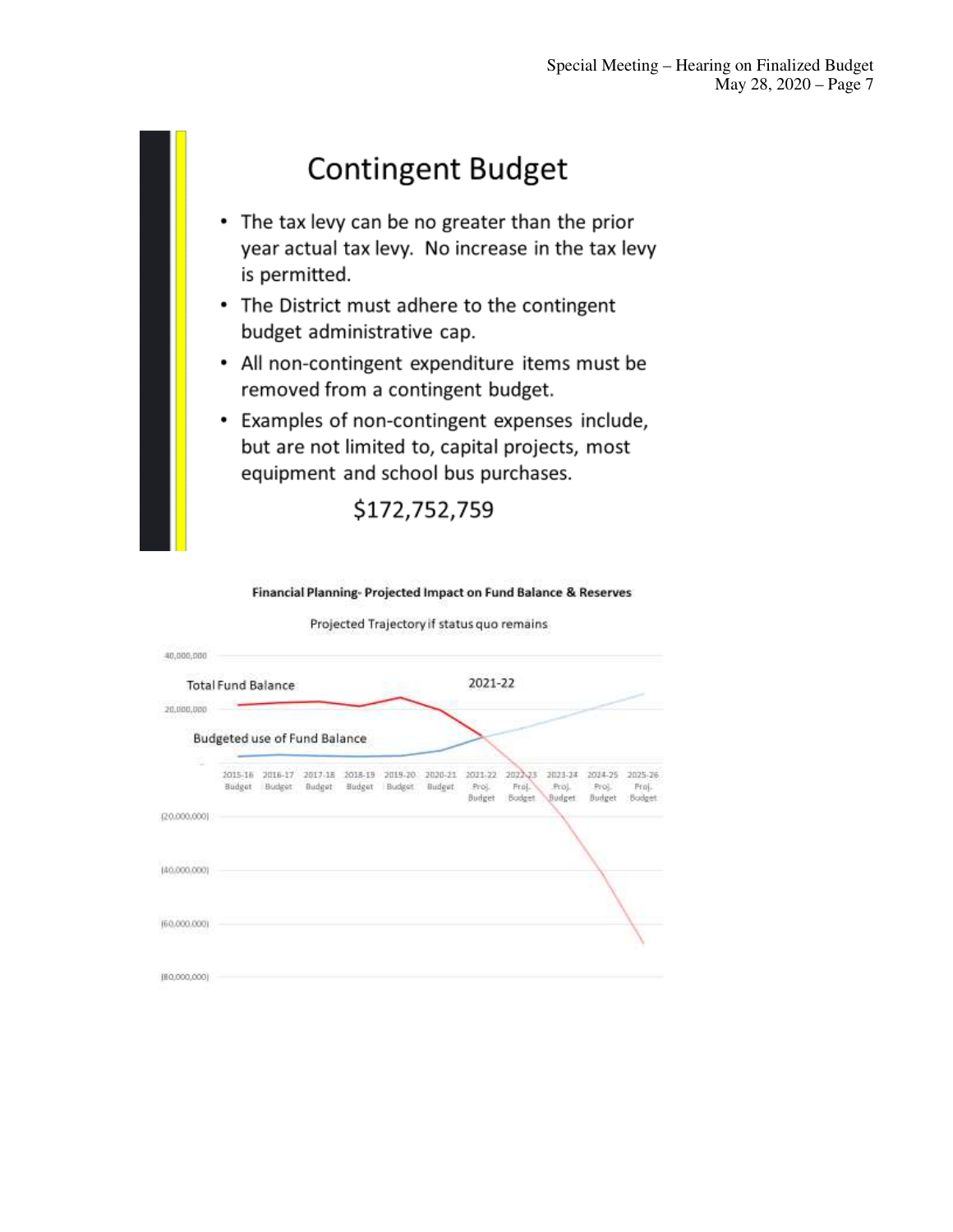# Contingent Budget

- The tax levy can be no greater than the prior year actual tax levy. No increase in the tax levy is permitted.
- The District must adhere to the contingent budget administrative cap.
- All non-contingent expenditure items must be removed from a contingent budget.
- Examples of non-contingent expenses include, but are not limited to, capital projects, most equipment and school bus purchases.

$172,752,759

**Financial Planning- Projected Impact on Fund Balance & Reserves**

Projected Trajectory if status quo remains

Total Fund Balance

Budgeted use of Fund Balance

2021-22

40,000,000
20,000,000
-
(20,000,000)
(40,000,000)
(60,000,000)
(80,000,000)

2015-16 Budget | 2016-17 Budget | 2017-18 Budget | 2018-19 Budget | 2019-20 Budget | 2020-21 Budget | 2021-22 Proj. Budget | 2022-23 Proj. Budget | 2023-24 Proj. Budget | 2024-25 Proj. Budget | 2025-26 Proj. Budget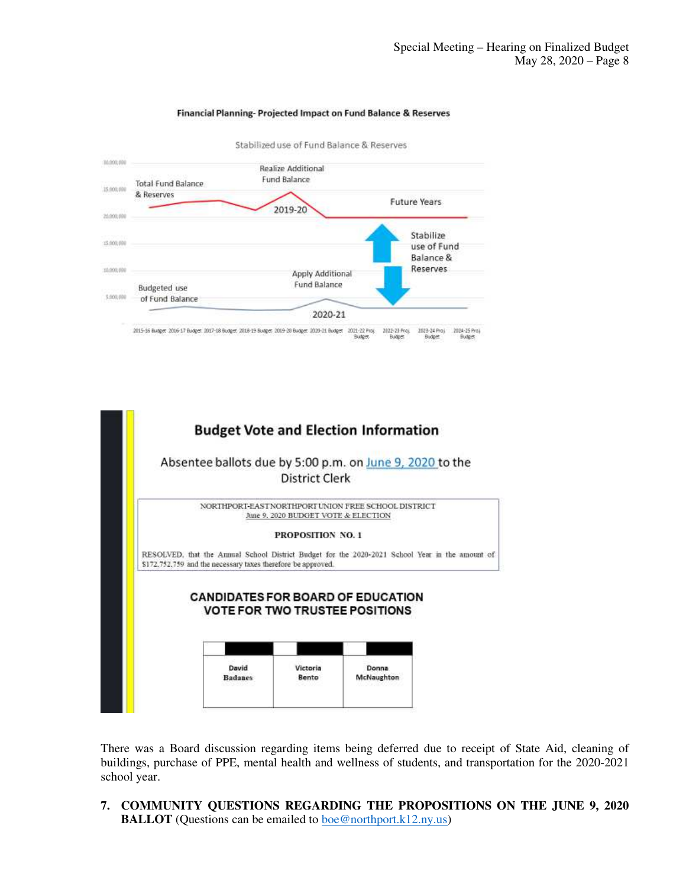**Financial Planning- Projected Impact on Fund Balance & Reserves**

Stabilized use of Fund Balance & Reserves

Total Fund Balance & Reserves

Realize Additional Fund Balance

2019-20

Future Years

Stabilize use of Fund Balance & Reserves

Apply Additional Fund Balance

Budgeted use of Fund Balance

2020-21

2015-16 Budget | 2016-17 Budget | 2017-18 Budget | 2018-19 Budget | 2019-20 Budget | 2020-21 Budget | 2021-22 Proj. Budget | 2022-23 Proj. Budget | 2023-24 Proj. Budget | 2024-25 Proj. Budget

## Budget Vote and Election Information

Absentee ballots due by 5:00 p.m. on June 9, 2020 to the District Clerk

NORTHPORT-EAST NORTHPORT UNION FREE SCHOOL DISTRICT
June 9, 2020 BUDGET VOTE & ELECTION

**PROPOSITION NO. 1**

RESOLVED, that the Annual School District Budget for the 2020-2021 School Year in the amount of $172,752,759 and the necessary taxes therefore be approved.

**CANDIDATES FOR BOARD OF EDUCATION**
**VOTE FOR TWO TRUSTEE POSITIONS**

| David Badanes | Victoria Bento | Donna McNaughton |
|---|---|---|

There was a Board discussion regarding items being deferred due to receipt of State Aid, cleaning of buildings, purchase of PPE, mental health and wellness of students, and transportation for the 2020-2021 school year.

7. **COMMUNITY QUESTIONS REGARDING THE PROPOSITIONS ON THE JUNE 9, 2020 BALLOT** (Questions can be emailed to boe@northport.k12.ny.us)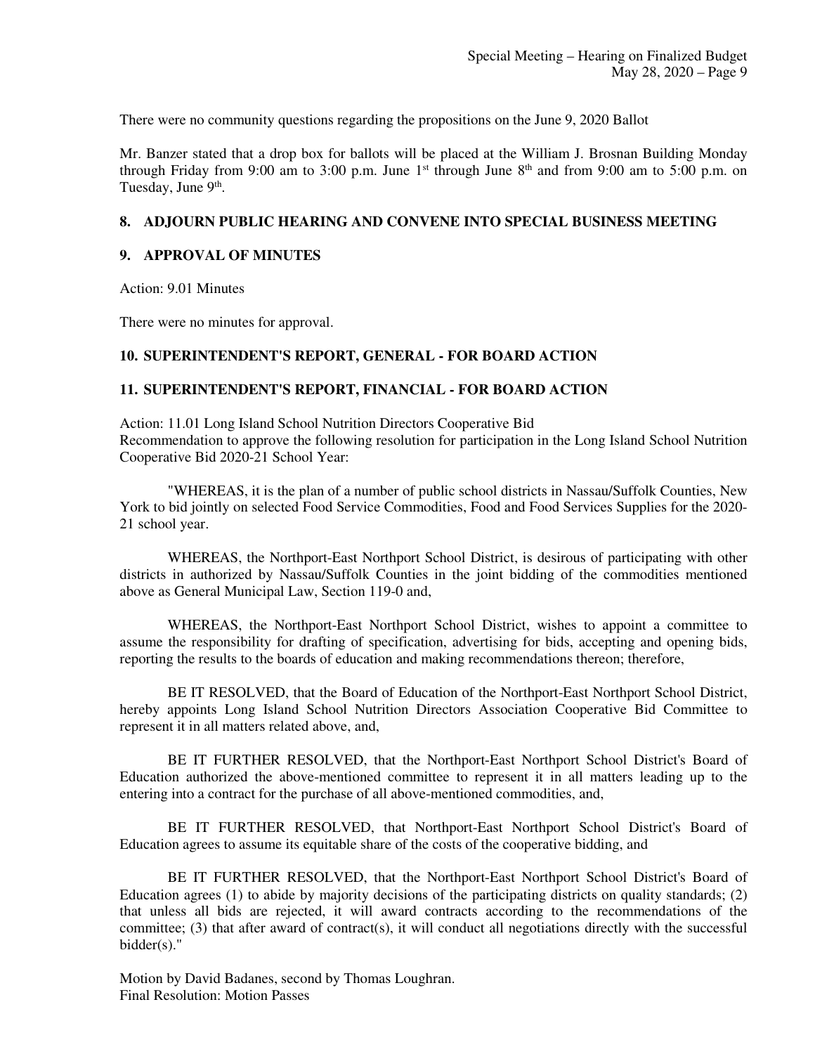There were no community questions regarding the propositions on the June 9, 2020 Ballot

Mr. Banzer stated that a drop box for ballots will be placed at the William J. Brosnan Building Monday through Friday from 9:00 am to 3:00 p.m. June 1st through June 8th and from 9:00 am to 5:00 p.m. on Tuesday, June 9th.

## 8. ADJOURN PUBLIC HEARING AND CONVENE INTO SPECIAL BUSINESS MEETING

## 9. APPROVAL OF MINUTES

Action: 9.01 Minutes

There were no minutes for approval.

## 10. SUPERINTENDENT'S REPORT, GENERAL - FOR BOARD ACTION

## 11. SUPERINTENDENT'S REPORT, FINANCIAL - FOR BOARD ACTION

Action: 11.01 Long Island School Nutrition Directors Cooperative Bid
Recommendation to approve the following resolution for participation in the Long Island School Nutrition Cooperative Bid 2020-21 School Year:

"WHEREAS, it is the plan of a number of public school districts in Nassau/Suffolk Counties, New York to bid jointly on selected Food Service Commodities, Food and Food Services Supplies for the 2020-21 school year.

WHEREAS, the Northport-East Northport School District, is desirous of participating with other districts in authorized by Nassau/Suffolk Counties in the joint bidding of the commodities mentioned above as General Municipal Law, Section 119-0 and,

WHEREAS, the Northport-East Northport School District, wishes to appoint a committee to assume the responsibility for drafting of specification, advertising for bids, accepting and opening bids, reporting the results to the boards of education and making recommendations thereon; therefore,

BE IT RESOLVED, that the Board of Education of the Northport-East Northport School District, hereby appoints Long Island School Nutrition Directors Association Cooperative Bid Committee to represent it in all matters related above, and,

BE IT FURTHER RESOLVED, that the Northport-East Northport School District's Board of Education authorized the above-mentioned committee to represent it in all matters leading up to the entering into a contract for the purchase of all above-mentioned commodities, and,

BE IT FURTHER RESOLVED, that Northport-East Northport School District's Board of Education agrees to assume its equitable share of the costs of the cooperative bidding, and

BE IT FURTHER RESOLVED, that the Northport-East Northport School District's Board of Education agrees (1) to abide by majority decisions of the participating districts on quality standards; (2) that unless all bids are rejected, it will award contracts according to the recommendations of the committee; (3) that after award of contract(s), it will conduct all negotiations directly with the successful bidder(s)."

Motion by David Badanes, second by Thomas Loughran.
Final Resolution: Motion Passes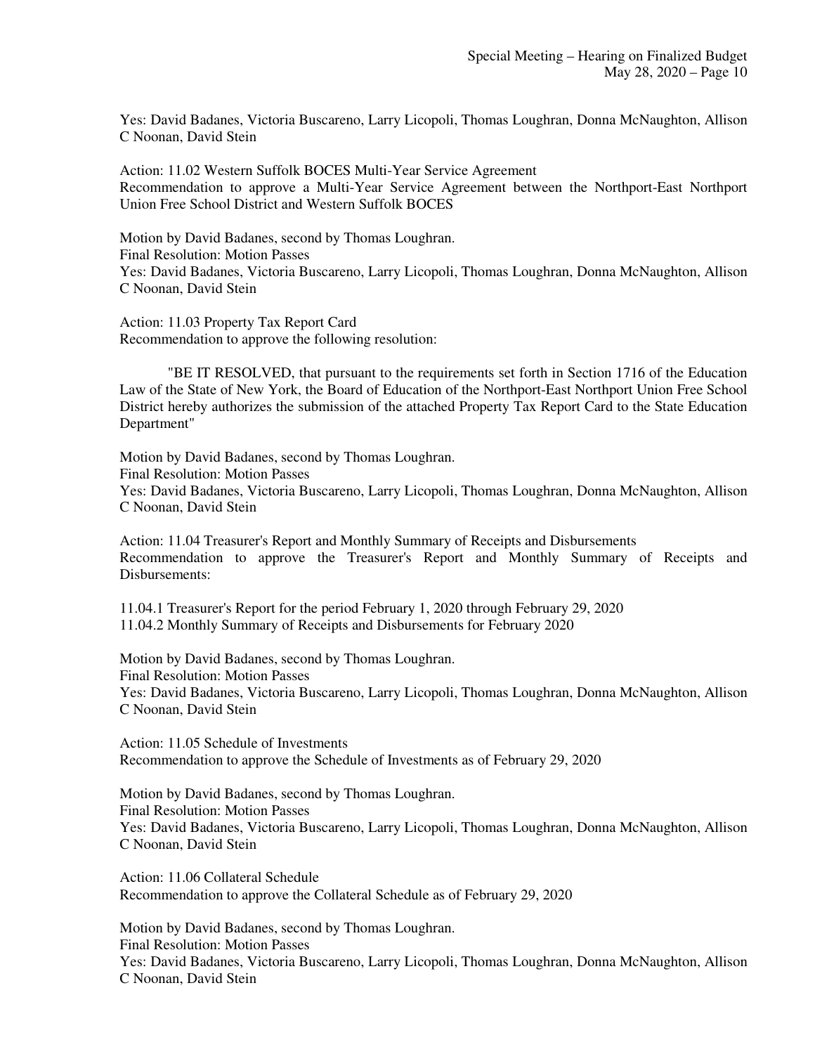Yes: David Badanes, Victoria Buscareno, Larry Licopoli, Thomas Loughran, Donna McNaughton, Allison C Noonan, David Stein

Action: 11.02 Western Suffolk BOCES Multi-Year Service Agreement
Recommendation to approve a Multi-Year Service Agreement between the Northport-East Northport Union Free School District and Western Suffolk BOCES

Motion by David Badanes, second by Thomas Loughran.
Final Resolution: Motion Passes
Yes: David Badanes, Victoria Buscareno, Larry Licopoli, Thomas Loughran, Donna McNaughton, Allison C Noonan, David Stein

Action: 11.03 Property Tax Report Card
Recommendation to approve the following resolution:

"BE IT RESOLVED, that pursuant to the requirements set forth in Section 1716 of the Education Law of the State of New York, the Board of Education of the Northport-East Northport Union Free School District hereby authorizes the submission of the attached Property Tax Report Card to the State Education Department"

Motion by David Badanes, second by Thomas Loughran.
Final Resolution: Motion Passes
Yes: David Badanes, Victoria Buscareno, Larry Licopoli, Thomas Loughran, Donna McNaughton, Allison C Noonan, David Stein

Action: 11.04 Treasurer's Report and Monthly Summary of Receipts and Disbursements
Recommendation to approve the Treasurer's Report and Monthly Summary of Receipts and Disbursements:

11.04.1 Treasurer's Report for the period February 1, 2020 through February 29, 2020
11.04.2 Monthly Summary of Receipts and Disbursements for February 2020

Motion by David Badanes, second by Thomas Loughran.
Final Resolution: Motion Passes
Yes: David Badanes, Victoria Buscareno, Larry Licopoli, Thomas Loughran, Donna McNaughton, Allison C Noonan, David Stein

Action: 11.05 Schedule of Investments
Recommendation to approve the Schedule of Investments as of February 29, 2020

Motion by David Badanes, second by Thomas Loughran.
Final Resolution: Motion Passes
Yes: David Badanes, Victoria Buscareno, Larry Licopoli, Thomas Loughran, Donna McNaughton, Allison C Noonan, David Stein

Action: 11.06 Collateral Schedule
Recommendation to approve the Collateral Schedule as of February 29, 2020

Motion by David Badanes, second by Thomas Loughran.
Final Resolution: Motion Passes
Yes: David Badanes, Victoria Buscareno, Larry Licopoli, Thomas Loughran, Donna McNaughton, Allison C Noonan, David Stein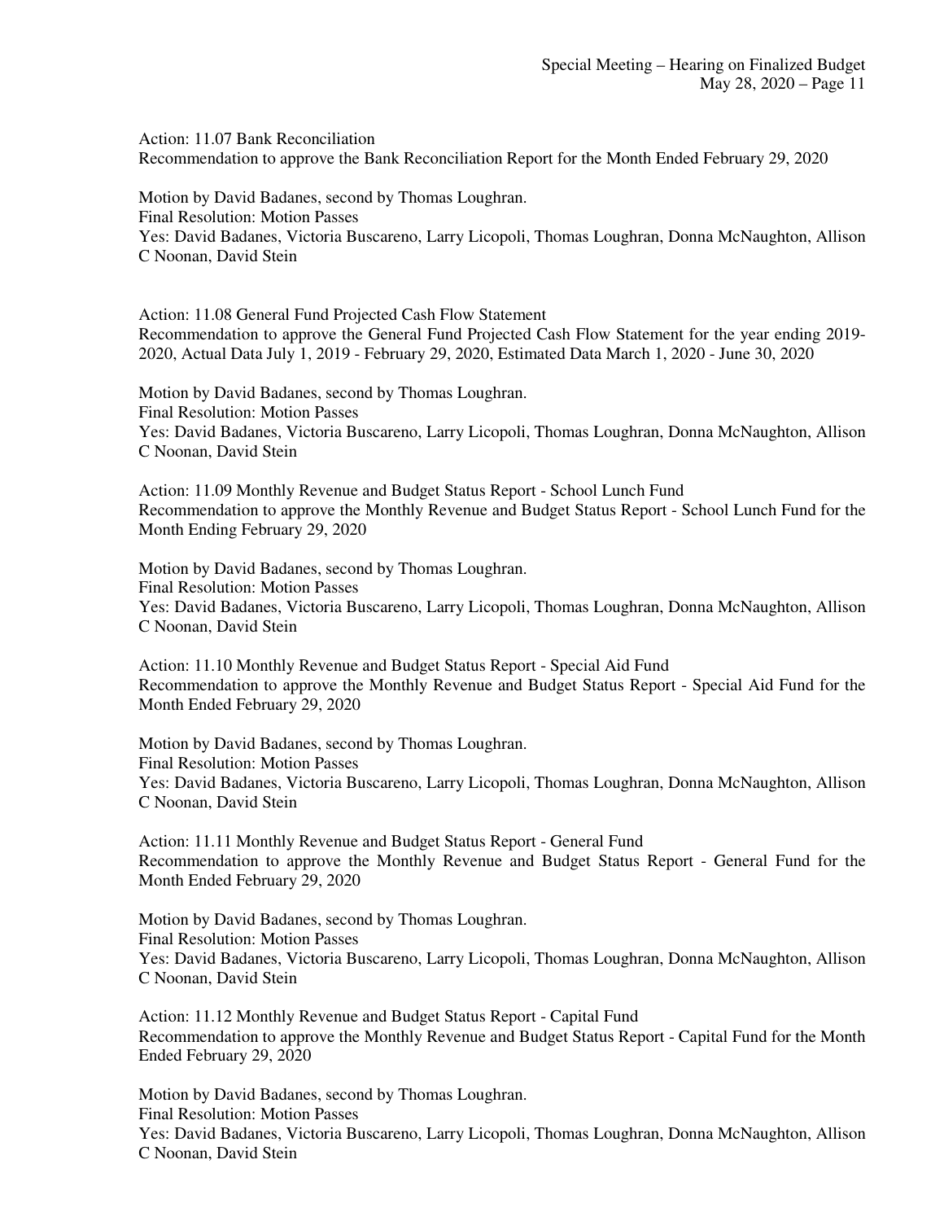Action: 11.07 Bank Reconciliation
Recommendation to approve the Bank Reconciliation Report for the Month Ended February 29, 2020

Motion by David Badanes, second by Thomas Loughran.
Final Resolution: Motion Passes
Yes: David Badanes, Victoria Buscareno, Larry Licopoli, Thomas Loughran, Donna McNaughton, Allison C Noonan, David Stein

Action: 11.08 General Fund Projected Cash Flow Statement
Recommendation to approve the General Fund Projected Cash Flow Statement for the year ending 2019-2020, Actual Data July 1, 2019 - February 29, 2020, Estimated Data March 1, 2020 - June 30, 2020

Motion by David Badanes, second by Thomas Loughran.
Final Resolution: Motion Passes
Yes: David Badanes, Victoria Buscareno, Larry Licopoli, Thomas Loughran, Donna McNaughton, Allison C Noonan, David Stein

Action: 11.09 Monthly Revenue and Budget Status Report - School Lunch Fund
Recommendation to approve the Monthly Revenue and Budget Status Report - School Lunch Fund for the Month Ending February 29, 2020

Motion by David Badanes, second by Thomas Loughran.
Final Resolution: Motion Passes
Yes: David Badanes, Victoria Buscareno, Larry Licopoli, Thomas Loughran, Donna McNaughton, Allison C Noonan, David Stein

Action: 11.10 Monthly Revenue and Budget Status Report - Special Aid Fund
Recommendation to approve the Monthly Revenue and Budget Status Report - Special Aid Fund for the Month Ended February 29, 2020

Motion by David Badanes, second by Thomas Loughran.
Final Resolution: Motion Passes
Yes: David Badanes, Victoria Buscareno, Larry Licopoli, Thomas Loughran, Donna McNaughton, Allison C Noonan, David Stein

Action: 11.11 Monthly Revenue and Budget Status Report - General Fund
Recommendation to approve the Monthly Revenue and Budget Status Report - General Fund for the Month Ended February 29, 2020

Motion by David Badanes, second by Thomas Loughran.
Final Resolution: Motion Passes
Yes: David Badanes, Victoria Buscareno, Larry Licopoli, Thomas Loughran, Donna McNaughton, Allison C Noonan, David Stein

Action: 11.12 Monthly Revenue and Budget Status Report - Capital Fund
Recommendation to approve the Monthly Revenue and Budget Status Report - Capital Fund for the Month Ended February 29, 2020

Motion by David Badanes, second by Thomas Loughran.
Final Resolution: Motion Passes
Yes: David Badanes, Victoria Buscareno, Larry Licopoli, Thomas Loughran, Donna McNaughton, Allison C Noonan, David Stein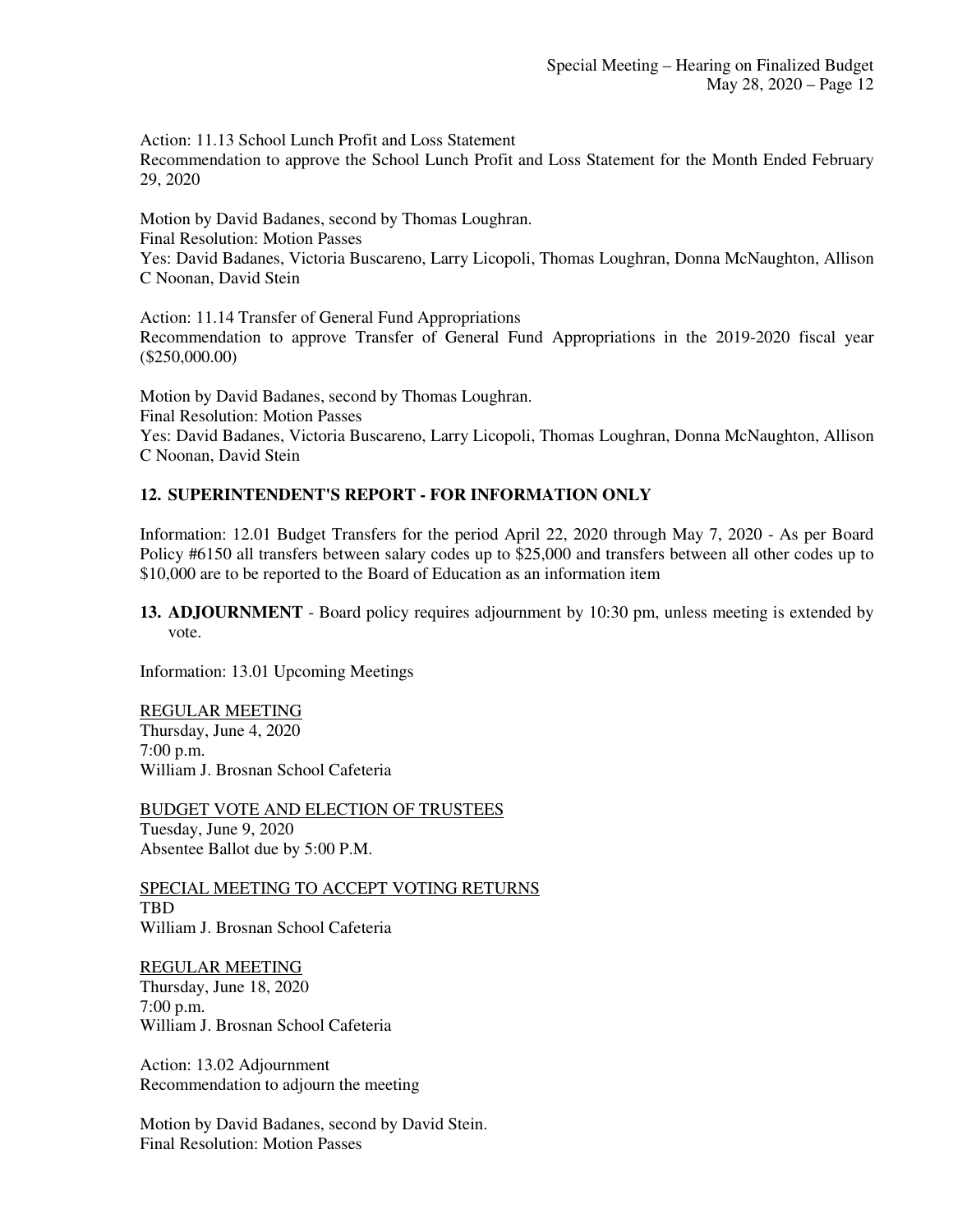Action: 11.13 School Lunch Profit and Loss Statement
Recommendation to approve the School Lunch Profit and Loss Statement for the Month Ended February 29, 2020

Motion by David Badanes, second by Thomas Loughran.
Final Resolution: Motion Passes
Yes: David Badanes, Victoria Buscareno, Larry Licopoli, Thomas Loughran, Donna McNaughton, Allison C Noonan, David Stein

Action: 11.14 Transfer of General Fund Appropriations
Recommendation to approve Transfer of General Fund Appropriations in the 2019-2020 fiscal year ($250,000.00)

Motion by David Badanes, second by Thomas Loughran.
Final Resolution: Motion Passes
Yes: David Badanes, Victoria Buscareno, Larry Licopoli, Thomas Loughran, Donna McNaughton, Allison C Noonan, David Stein

## 12. SUPERINTENDENT'S REPORT - FOR INFORMATION ONLY

Information: 12.01 Budget Transfers for the period April 22, 2020 through May 7, 2020 - As per Board Policy #6150 all transfers between salary codes up to $25,000 and transfers between all other codes up to $10,000 are to be reported to the Board of Education as an information item

**13. ADJOURNMENT** - Board policy requires adjournment by 10:30 pm, unless meeting is extended by vote.

Information: 13.01 Upcoming Meetings

REGULAR MEETING
Thursday, June 4, 2020
7:00 p.m.
William J. Brosnan School Cafeteria

BUDGET VOTE AND ELECTION OF TRUSTEES
Tuesday, June 9, 2020
Absentee Ballot due by 5:00 P.M.

SPECIAL MEETING TO ACCEPT VOTING RETURNS
TBD
William J. Brosnan School Cafeteria

REGULAR MEETING
Thursday, June 18, 2020
7:00 p.m.
William J. Brosnan School Cafeteria

Action: 13.02 Adjournment
Recommendation to adjourn the meeting

Motion by David Badanes, second by David Stein.
Final Resolution: Motion Passes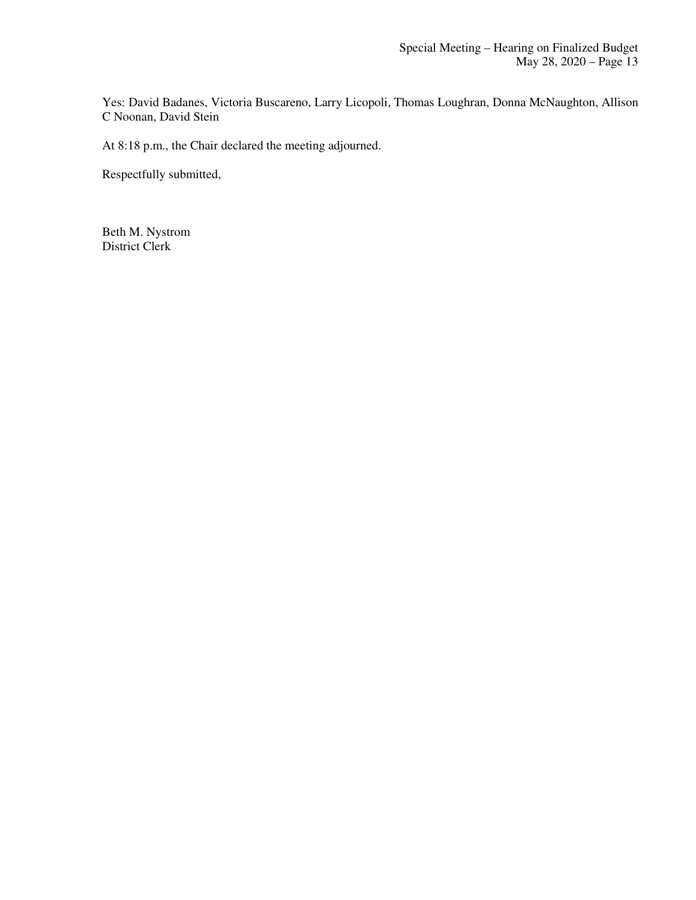Yes: David Badanes, Victoria Buscareno, Larry Licopoli, Thomas Loughran, Donna McNaughton, Allison C Noonan, David Stein

At 8:18 p.m., the Chair declared the meeting adjourned.

Respectfully submitted,

Beth M. Nystrom
District Clerk